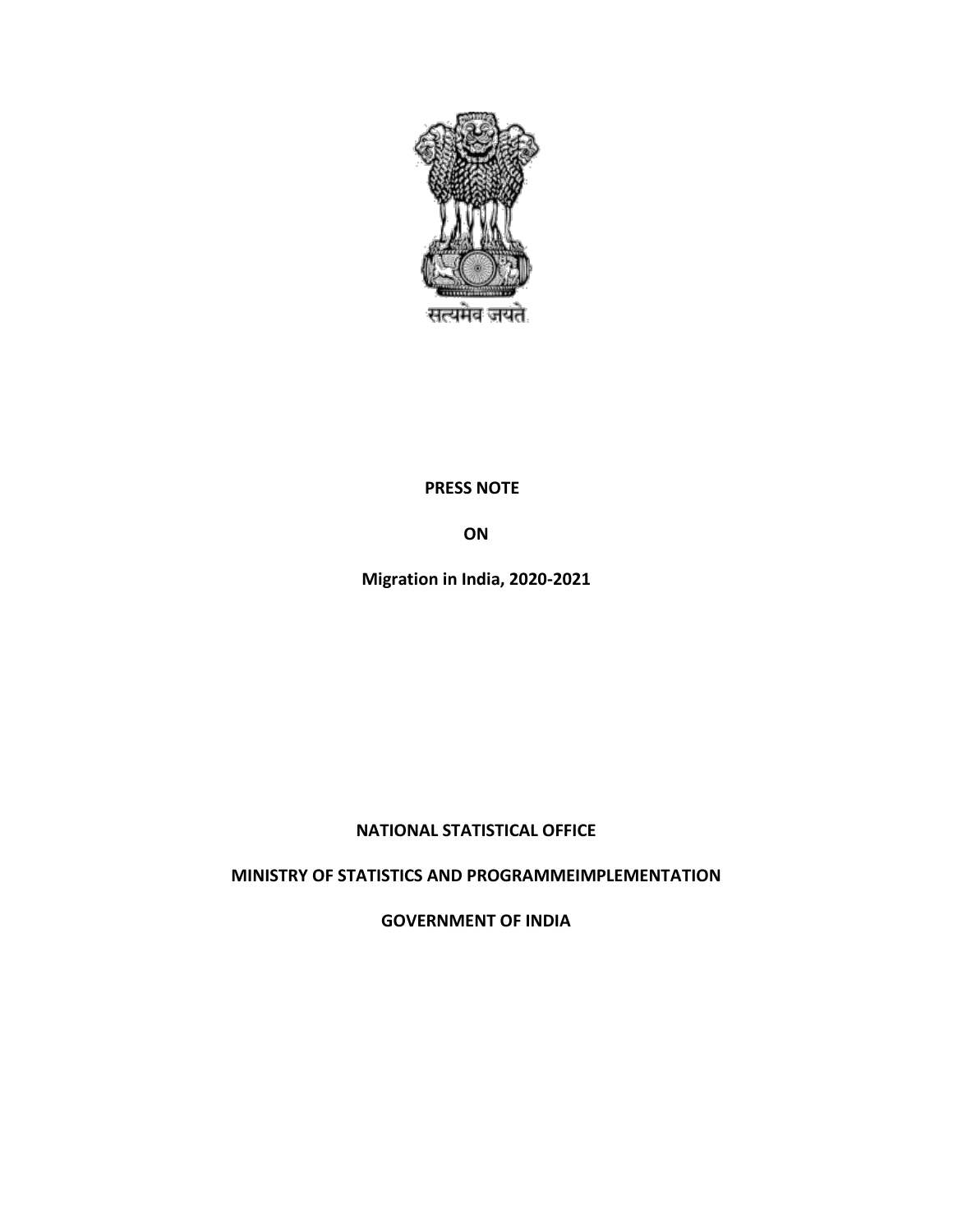सत्यमेव जयते

**PRESS NOTE**

**ON**

**Migration in India, 2020-2021**

**NATIONAL STATISTICAL OFFICE**

**MINISTRY OF STATISTICS AND PROGRAMMEIMPLEMENTATION**

**GOVERNMENT OF INDIA**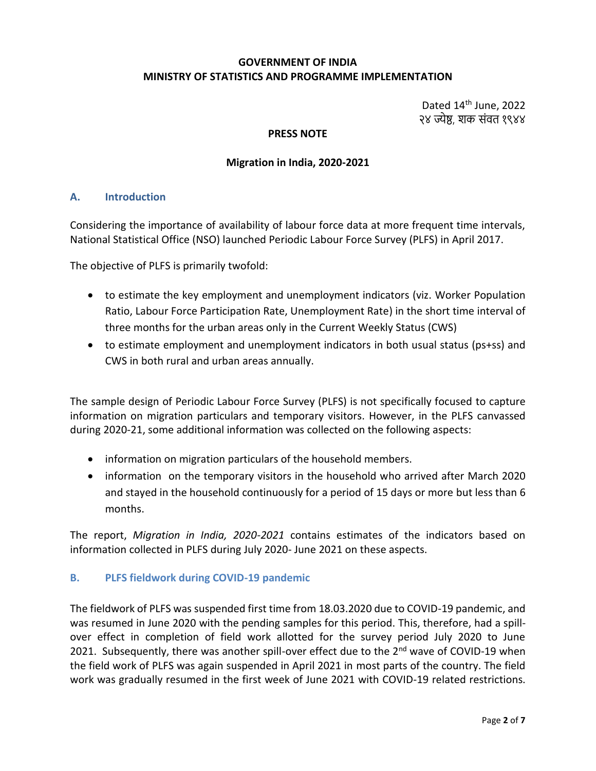**GOVERNMENT OF INDIA**
**MINISTRY OF STATISTICS AND PROGRAMME IMPLEMENTATION**

Dated 14th June, 2022
२४ ज्येष्ठ, शक संवत १९४४

**PRESS NOTE**

**Migration in India, 2020-2021**

## A. Introduction

Considering the importance of availability of labour force data at more frequent time intervals, National Statistical Office (NSO) launched Periodic Labour Force Survey (PLFS) in April 2017.

The objective of PLFS is primarily twofold:

- to estimate the key employment and unemployment indicators (viz. Worker Population Ratio, Labour Force Participation Rate, Unemployment Rate) in the short time interval of three months for the urban areas only in the Current Weekly Status (CWS)
- to estimate employment and unemployment indicators in both usual status (ps+ss) and CWS in both rural and urban areas annually.

The sample design of Periodic Labour Force Survey (PLFS) is not specifically focused to capture information on migration particulars and temporary visitors. However, in the PLFS canvassed during 2020-21, some additional information was collected on the following aspects:

- information on migration particulars of the household members.
- information on the temporary visitors in the household who arrived after March 2020 and stayed in the household continuously for a period of 15 days or more but less than 6 months.

The report, *Migration in India, 2020-2021* contains estimates of the indicators based on information collected in PLFS during July 2020- June 2021 on these aspects.

## B. PLFS fieldwork during COVID-19 pandemic

The fieldwork of PLFS was suspended first time from 18.03.2020 due to COVID-19 pandemic, and was resumed in June 2020 with the pending samples for this period. This, therefore, had a spill-over effect in completion of field work allotted for the survey period July 2020 to June 2021. Subsequently, there was another spill-over effect due to the 2nd wave of COVID-19 when the field work of PLFS was again suspended in April 2021 in most parts of the country. The field work was gradually resumed in the first week of June 2021 with COVID-19 related restrictions.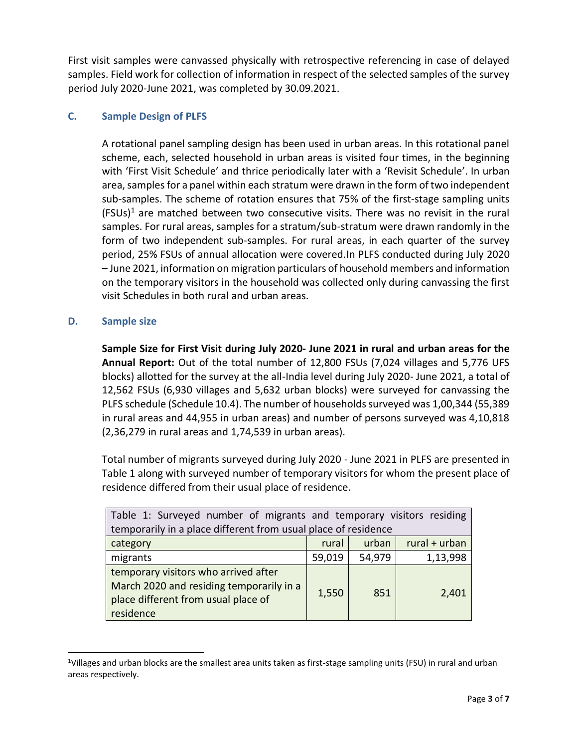First visit samples were canvassed physically with retrospective referencing in case of delayed samples. Field work for collection of information in respect of the selected samples of the survey period July 2020-June 2021, was completed by 30.09.2021.

### C. Sample Design of PLFS

A rotational panel sampling design has been used in urban areas. In this rotational panel scheme, each, selected household in urban areas is visited four times, in the beginning with 'First Visit Schedule' and thrice periodically later with a 'Revisit Schedule'. In urban area, samples for a panel within each stratum were drawn in the form of two independent sub-samples. The scheme of rotation ensures that 75% of the first-stage sampling units (FSUs)[1] are matched between two consecutive visits. There was no revisit in the rural samples. For rural areas, samples for a stratum/sub-stratum were drawn randomly in the form of two independent sub-samples. For rural areas, in each quarter of the survey period, 25% FSUs of annual allocation were covered.In PLFS conducted during July 2020 – June 2021, information on migration particulars of household members and information on the temporary visitors in the household was collected only during canvassing the first visit Schedules in both rural and urban areas.

### D. Sample size

**Sample Size for First Visit during July 2020- June 2021 in rural and urban areas for the Annual Report:** Out of the total number of 12,800 FSUs (7,024 villages and 5,776 UFS blocks) allotted for the survey at the all-India level during July 2020- June 2021, a total of 12,562 FSUs (6,930 villages and 5,632 urban blocks) were surveyed for canvassing the PLFS schedule (Schedule 10.4). The number of households surveyed was 1,00,344 (55,389 in rural areas and 44,955 in urban areas) and number of persons surveyed was 4,10,818 (2,36,279 in rural areas and 1,74,539 in urban areas).

Total number of migrants surveyed during July 2020 - June 2021 in PLFS are presented in Table 1 along with surveyed number of temporary visitors for whom the present place of residence differed from their usual place of residence.

Table 1: Surveyed number of migrants and temporary visitors residing temporarily in a place different from usual place of residence

| category | rural | urban | rural + urban |
|---|---|---|---|
| migrants | 59,019 | 54,979 | 1,13,998 |
| temporary visitors who arrived after March 2020 and residing temporarily in a place different from usual place of residence | 1,550 | 851 | 2,401 |

[1] Villages and urban blocks are the smallest area units taken as first-stage sampling units (FSU) in rural and urban areas respectively.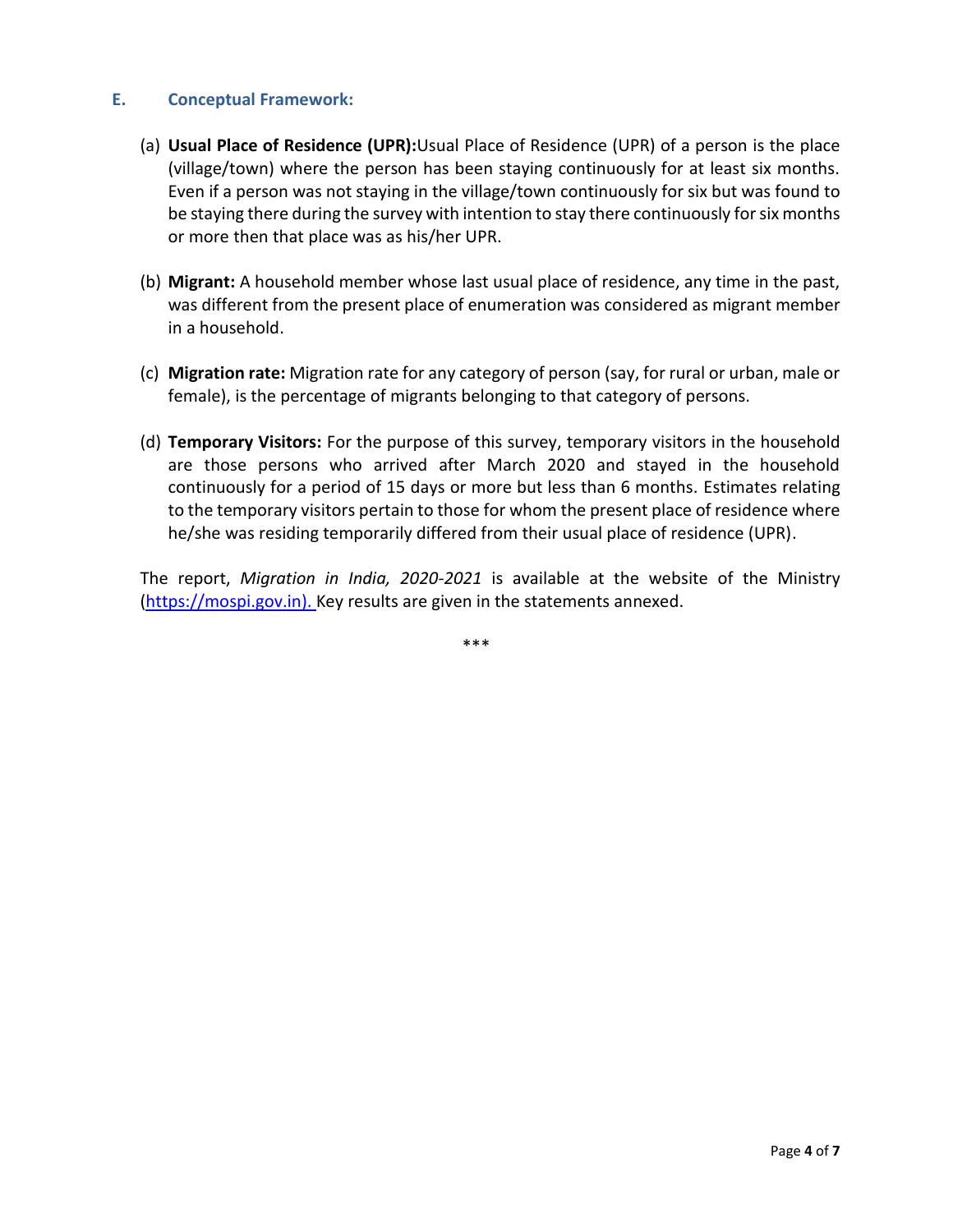## E. Conceptual Framework:

(a) **Usual Place of Residence (UPR):**Usual Place of Residence (UPR) of a person is the place (village/town) where the person has been staying continuously for at least six months. Even if a person was not staying in the village/town continuously for six but was found to be staying there during the survey with intention to stay there continuously for six months or more then that place was as his/her UPR.

(b) **Migrant:** A household member whose last usual place of residence, any time in the past, was different from the present place of enumeration was considered as migrant member in a household.

(c) **Migration rate:** Migration rate for any category of person (say, for rural or urban, male or female), is the percentage of migrants belonging to that category of persons.

(d) **Temporary Visitors:** For the purpose of this survey, temporary visitors in the household are those persons who arrived after March 2020 and stayed in the household continuously for a period of 15 days or more but less than 6 months. Estimates relating to the temporary visitors pertain to those for whom the present place of residence where he/she was residing temporarily differed from their usual place of residence (UPR).

The report, *Migration in India, 2020-2021* is available at the website of the Ministry (https://mospi.gov.in). Key results are given in the statements annexed.

***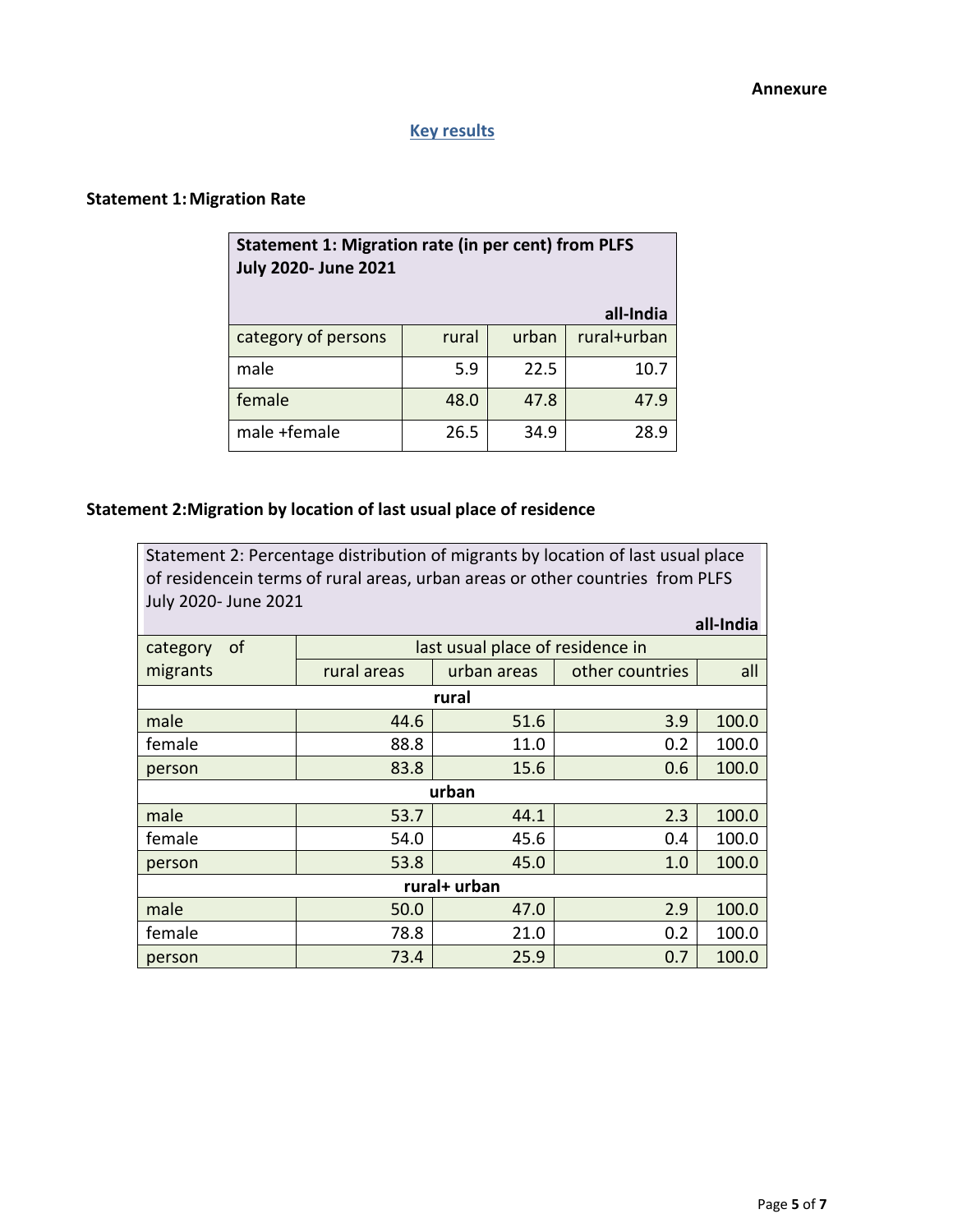**Annexure**

## Key results

### Statement 1: Migration Rate

| **Statement 1: Migration rate (in per cent) from PLFS July 2020- June 2021** | | | |
|---|---|---|---|
| | | | **all-India** |
| category of persons | rural | urban | rural+urban |
| male | 5.9 | 22.5 | 10.7 |
| female | 48.0 | 47.8 | 47.9 |
| male +female | 26.5 | 34.9 | 28.9 |

### Statement 2: Migration by location of last usual place of residence

| Statement 2: Percentage distribution of migrants by location of last usual place of residencein terms of rural areas, urban areas or other countries from PLFS July 2020- June 2021 | | | | |
|---|---|---|---|---|
| | | | | **all-India** |
| category of migrants | last usual place of residence in | | | |
| | rural areas | urban areas | other countries | all |
| **rural** | | | | |
| male | 44.6 | 51.6 | 3.9 | 100.0 |
| female | 88.8 | 11.0 | 0.2 | 100.0 |
| person | 83.8 | 15.6 | 0.6 | 100.0 |
| **urban** | | | | |
| male | 53.7 | 44.1 | 2.3 | 100.0 |
| female | 54.0 | 45.6 | 0.4 | 100.0 |
| person | 53.8 | 45.0 | 1.0 | 100.0 |
| **rural+ urban** | | | | |
| male | 50.0 | 47.0 | 2.9 | 100.0 |
| female | 78.8 | 21.0 | 0.2 | 100.0 |
| person | 73.4 | 25.9 | 0.7 | 100.0 |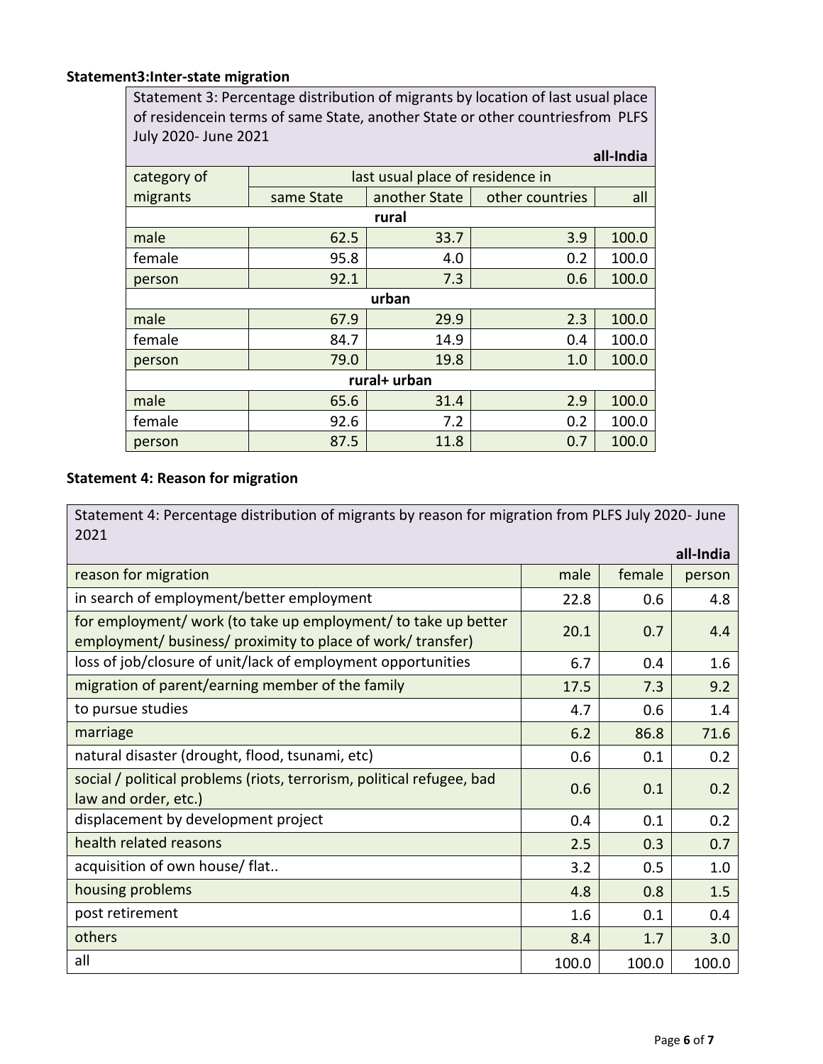**Statement3:Inter-state migration**

| Statement 3: Percentage distribution of migrants by location of last usual place of residencein terms of same State, another State or other countriesfrom PLFS July 2020- June 2021 | | | | |
|---|---|---|---|---|
| | | | | **all-India** |
| category of migrants | last usual place of residence in | | | |
| | same State | another State | other countries | all |
| **rural** | | | | |
| male | 62.5 | 33.7 | 3.9 | 100.0 |
| female | 95.8 | 4.0 | 0.2 | 100.0 |
| person | 92.1 | 7.3 | 0.6 | 100.0 |
| **urban** | | | | |
| male | 67.9 | 29.9 | 2.3 | 100.0 |
| female | 84.7 | 14.9 | 0.4 | 100.0 |
| person | 79.0 | 19.8 | 1.0 | 100.0 |
| **rural+ urban** | | | | |
| male | 65.6 | 31.4 | 2.9 | 100.0 |
| female | 92.6 | 7.2 | 0.2 | 100.0 |
| person | 87.5 | 11.8 | 0.7 | 100.0 |

**Statement 4: Reason for migration**

| Statement 4: Percentage distribution of migrants by reason for migration from PLFS July 2020- June 2021 | | | |
|---|---|---|---|
| | | | **all-India** |
| reason for migration | male | female | person |
| in search of employment/better employment | 22.8 | 0.6 | 4.8 |
| for employment/ work (to take up employment/ to take up better employment/ business/ proximity to place of work/ transfer) | 20.1 | 0.7 | 4.4 |
| loss of job/closure of unit/lack of employment opportunities | 6.7 | 0.4 | 1.6 |
| migration of parent/earning member of the family | 17.5 | 7.3 | 9.2 |
| to pursue studies | 4.7 | 0.6 | 1.4 |
| marriage | 6.2 | 86.8 | 71.6 |
| natural disaster (drought, flood, tsunami, etc) | 0.6 | 0.1 | 0.2 |
| social / political problems (riots, terrorism, political refugee, bad law and order, etc.) | 0.6 | 0.1 | 0.2 |
| displacement by development project | 0.4 | 0.1 | 0.2 |
| health related reasons | 2.5 | 0.3 | 0.7 |
| acquisition of own house/ flat.. | 3.2 | 0.5 | 1.0 |
| housing problems | 4.8 | 0.8 | 1.5 |
| post retirement | 1.6 | 0.1 | 0.4 |
| others | 8.4 | 1.7 | 3.0 |
| all | 100.0 | 100.0 | 100.0 |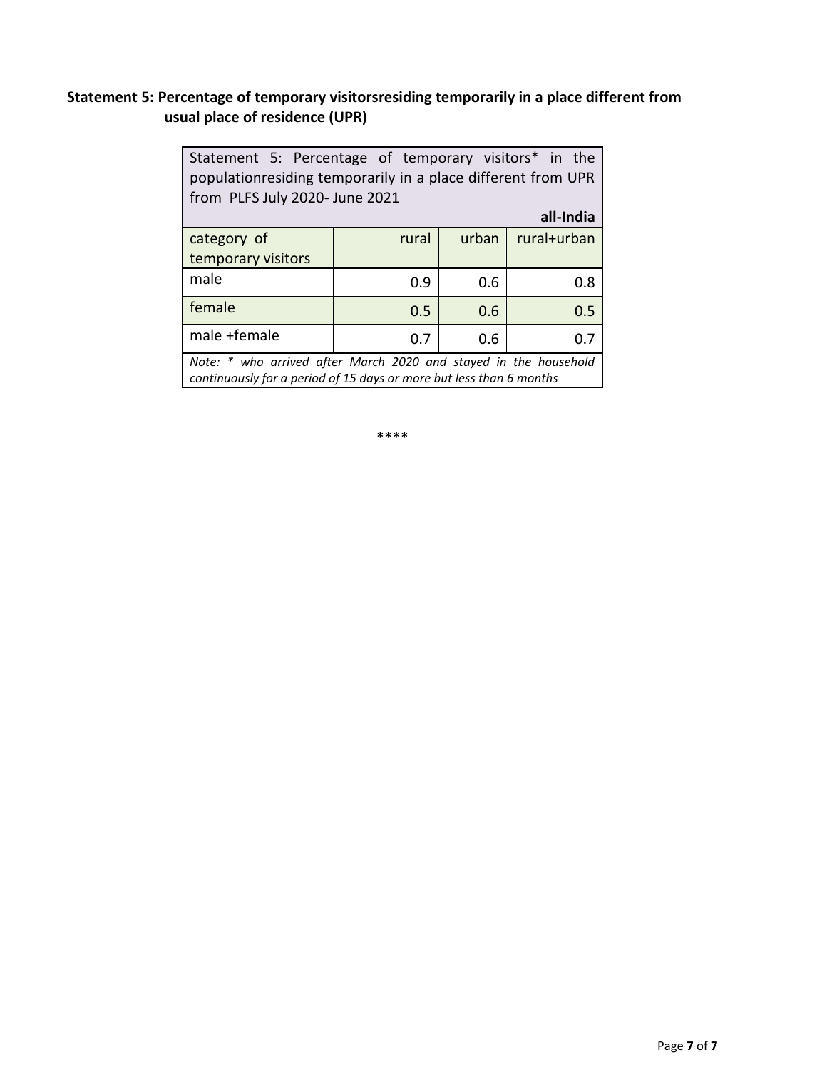**Statement 5: Percentage of temporary visitorsresiding temporarily in a place different from usual place of residence (UPR)**

| Statement 5: Percentage of temporary visitors* in the populationresiding temporarily in a place different from UPR from PLFS July 2020- June 2021 | | | |
|---|---|---|---|
| | | | **all-India** |
| category of temporary visitors | rural | urban | rural+urban |
| male | 0.9 | 0.6 | 0.8 |
| female | 0.5 | 0.6 | 0.5 |
| male +female | 0.7 | 0.6 | 0.7 |
| *Note: * who arrived after March 2020 and stayed in the household continuously for a period of 15 days or more but less than 6 months* | | | |

****